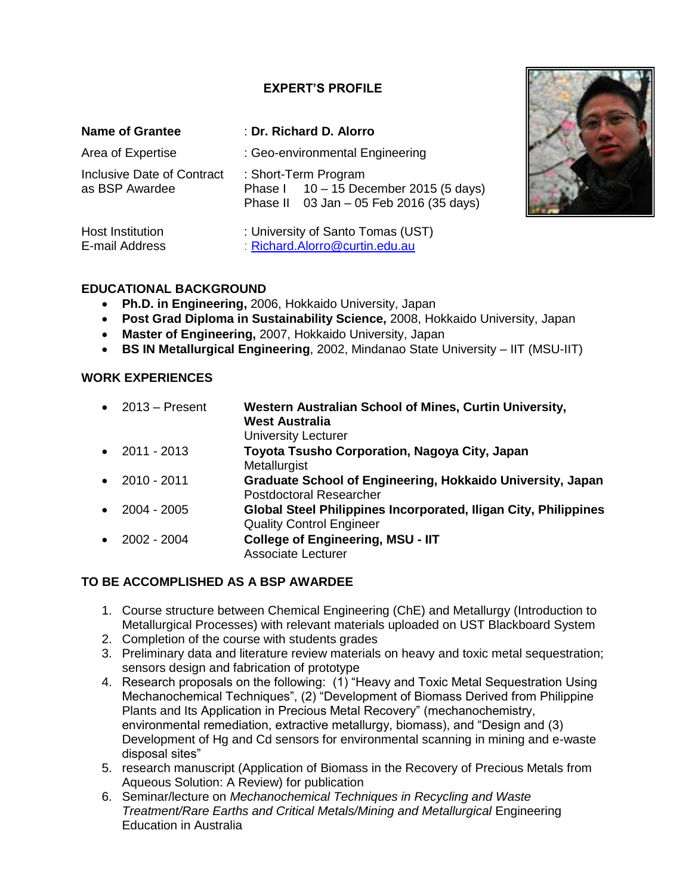## EXPERT'S PROFILE

**Name of Grantee** : **Dr. Richard D. Alorro**

Area of Expertise : Geo-environmental Engineering

Inclusive Date of Contract as BSP Awardee : Short-Term Program
Phase I 10 – 15 December 2015 (5 days)
Phase II 03 Jan – 05 Feb 2016 (35 days)

Host Institution : University of Santo Tomas (UST)
E-mail Address : Richard.Alorro@curtin.edu.au

### EDUCATIONAL BACKGROUND

- **Ph.D. in Engineering,** 2006, Hokkaido University, Japan
- **Post Grad Diploma in Sustainability Science,** 2008, Hokkaido University, Japan
- **Master of Engineering,** 2007, Hokkaido University, Japan
- **BS IN Metallurgical Engineering**, 2002, Mindanao State University – IIT (MSU-IIT)

### WORK EXPERIENCES

- 2013 – Present **Western Australian School of Mines, Curtin University, West Australia**
  University Lecturer
- 2011 - 2013 **Toyota Tsusho Corporation, Nagoya City, Japan**
  Metallurgist
- 2010 - 2011 **Graduate School of Engineering, Hokkaido University, Japan**
  Postdoctoral Researcher
- 2004 - 2005 **Global Steel Philippines Incorporated, Iligan City, Philippines**
  Quality Control Engineer
- 2002 - 2004 **College of Engineering, MSU - IIT**
  Associate Lecturer

### TO BE ACCOMPLISHED AS A BSP AWARDEE

1. Course structure between Chemical Engineering (ChE) and Metallurgy (Introduction to Metallurgical Processes) with relevant materials uploaded on UST Blackboard System
2. Completion of the course with students grades
3. Preliminary data and literature review materials on heavy and toxic metal sequestration; sensors design and fabrication of prototype
4. Research proposals on the following: (1) "Heavy and Toxic Metal Sequestration Using Mechanochemical Techniques", (2) "Development of Biomass Derived from Philippine Plants and Its Application in Precious Metal Recovery" (mechanochemistry, environmental remediation, extractive metallurgy, biomass), and "Design and (3) Development of Hg and Cd sensors for environmental scanning in mining and e-waste disposal sites"
5. research manuscript (Application of Biomass in the Recovery of Precious Metals from Aqueous Solution: A Review) for publication
6. Seminar/lecture on *Mechanochemical Techniques in Recycling and Waste Treatment/Rare Earths and Critical Metals/Mining and Metallurgical* Engineering Education in Australia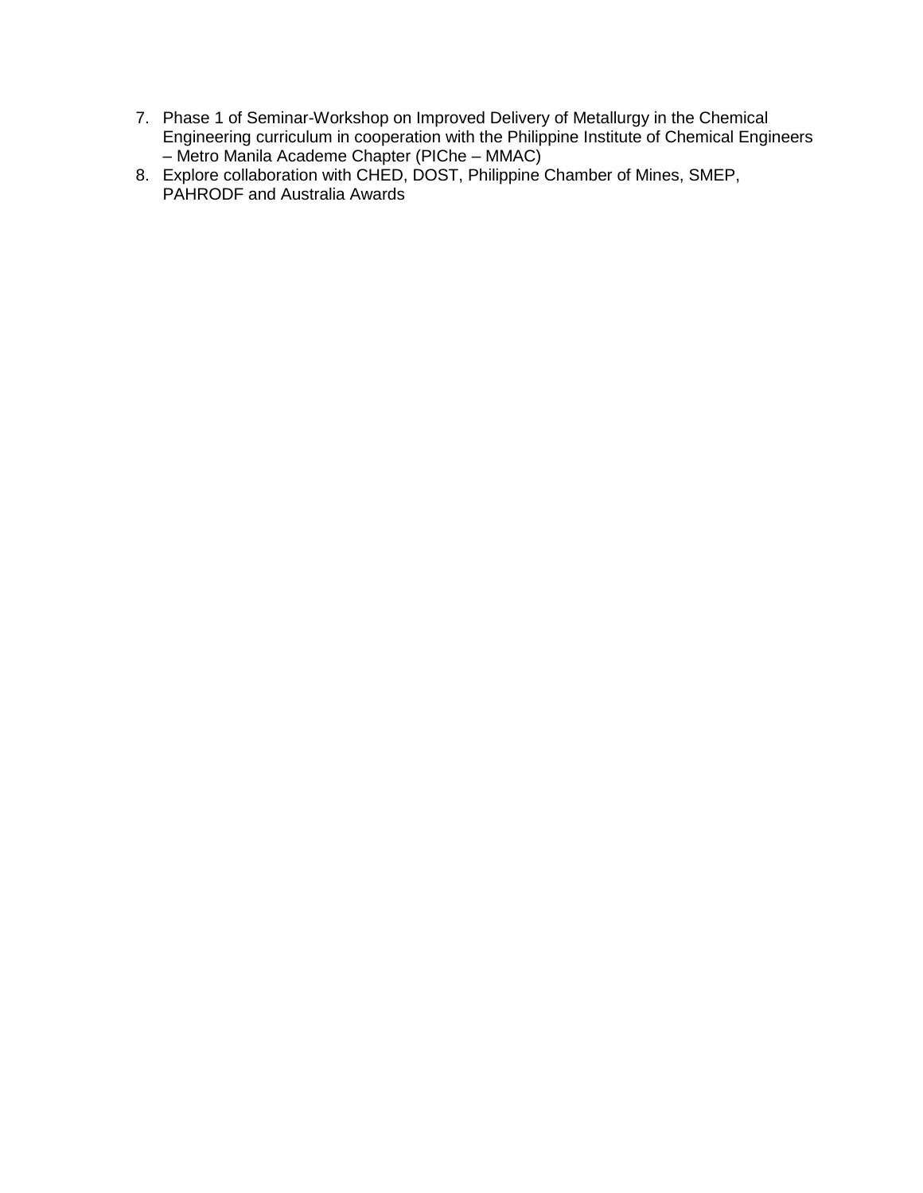7. Phase 1 of Seminar-Workshop on Improved Delivery of Metallurgy in the Chemical Engineering curriculum in cooperation with the Philippine Institute of Chemical Engineers – Metro Manila Academe Chapter (PIChe – MMAC)
8. Explore collaboration with CHED, DOST, Philippine Chamber of Mines, SMEP, PAHRODF and Australia Awards